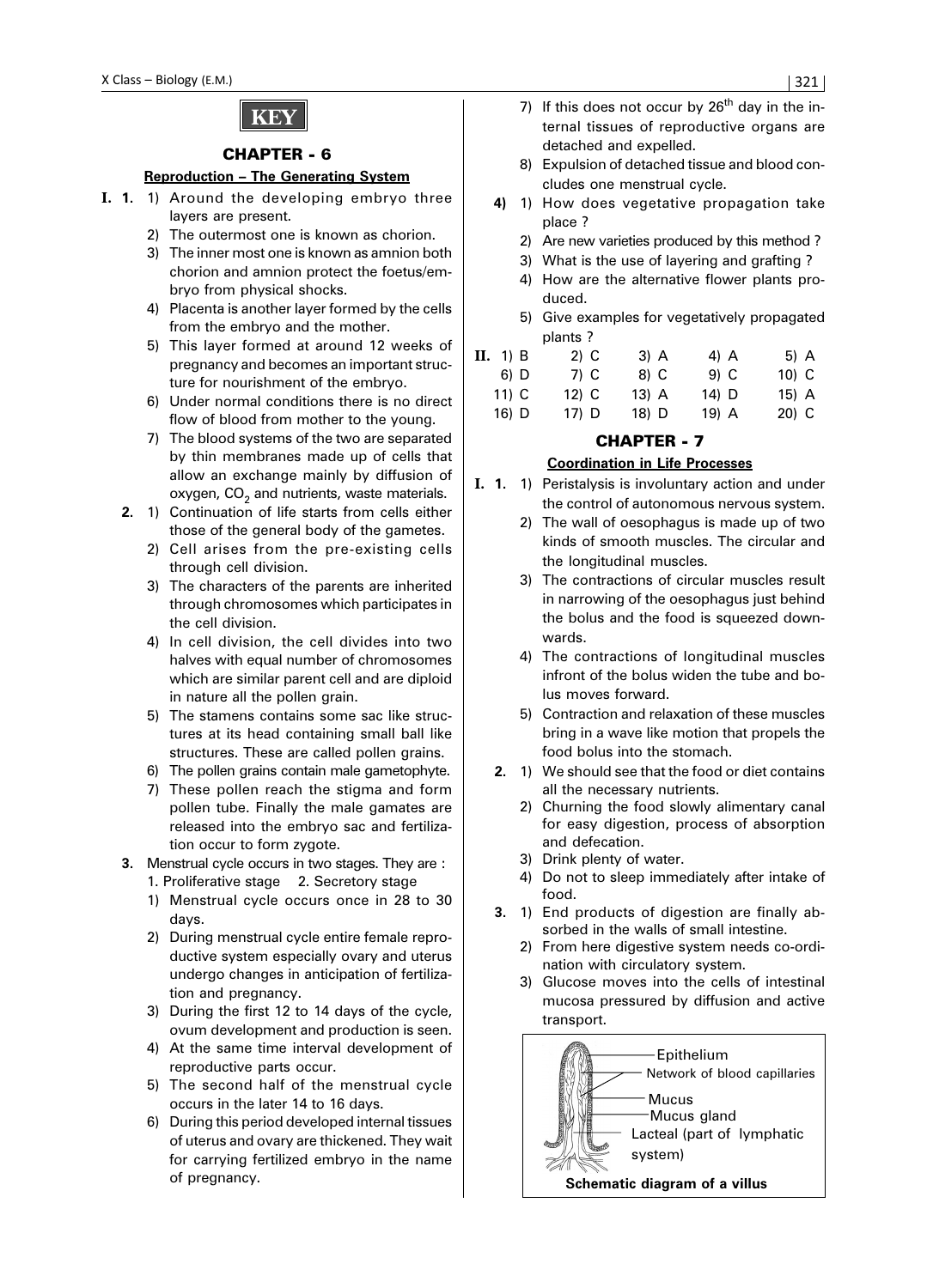# KEY

## CHAPTER - 6

### Reproduction – The Generating System

**I. 1.**
1) Around the developing embryo three layers are present.
2) The outermost one is known as chorion.
3) The inner most one is known as amnion both chorion and amnion protect the foetus/embryo from physical shocks.
4) Placenta is another layer formed by the cells from the embryo and the mother.
5) This layer formed at around 12 weeks of pregnancy and becomes an important structure for nourishment of the embryo.
6) Under normal conditions there is no direct flow of blood from mother to the young.
7) The blood systems of the two are separated by thin membranes made up of cells that allow an exchange mainly by diffusion of oxygen, $CO_2$ and nutrients, waste materials.

**2.**
1) Continuation of life starts from cells either those of the general body of the gametes.
2) Cell arises from the pre-existing cells through cell division.
3) The characters of the parents are inherited through chromosomes which participates in the cell division.
4) In cell division, the cell divides into two halves with equal number of chromosomes which are similar parent cell and are diploid in nature all the pollen grain.
5) The stamens contains some sac like structures at its head containing small ball like structures. These are called pollen grains.
6) The pollen grains contain male gametophyte.
7) These pollen reach the stigma and form pollen tube. Finally the male gamates are released into the embryo sac and fertilization occur to form zygote.

**3.** Menstrual cycle occurs in two stages. They are :
1. Proliferative stage 2. Secretory stage

1) Menstrual cycle occurs once in 28 to 30 days.
2) During menstrual cycle entire female reproductive system especially ovary and uterus undergo changes in anticipation of fertilization and pregnancy.
3) During the first 12 to 14 days of the cycle, ovum development and production is seen.
4) At the same time interval development of reproductive parts occur.
5) The second half of the menstrual cycle occurs in the later 14 to 16 days.
6) During this period developed internal tissues of uterus and ovary are thickened. They wait for carrying fertilized embryo in the name of pregnancy.
7) If this does not occur by 26th day in the internal tissues of reproductive organs are detached and expelled.
8) Expulsion of detached tissue and blood concludes one menstrual cycle.

**4)**
1) How does vegetative propagation take place ?
2) Are new varieties produced by this method ?
3) What is the use of layering and grafting ?
4) How are the alternative flower plants produced.
5) Give examples for vegetatively propagated plants ?

**II.**

| | | | | |
|---|---|---|---|---|
| 1) B | 2) C | 3) A | 4) A | 5) A |
| 6) D | 7) C | 8) C | 9) C | 10) C |
| 11) C | 12) C | 13) A | 14) D | 15) A |
| 16) D | 17) D | 18) D | 19) A | 20) C |

## CHAPTER - 7

### Coordination in Life Processes

**I. 1.**
1) Peristalysis is involuntary action and under the control of autonomous nervous system.
2) The wall of oesophagus is made up of two kinds of smooth muscles. The circular and the longitudinal muscles.
3) The contractions of circular muscles result in narrowing of the oesophagus just behind the bolus and the food is squeezed downwards.
4) The contractions of longitudinal muscles infront of the bolus widen the tube and bolus moves forward.
5) Contraction and relaxation of these muscles bring in a wave like motion that propels the food bolus into the stomach.

**2.**
1) We should see that the food or diet contains all the necessary nutrients.
2) Churning the food slowly alimentary canal for easy digestion, process of absorption and defecation.
3) Drink plenty of water.
4) Do not to sleep immediately after intake of food.

**3.**
1) End products of digestion are finally absorbed in the walls of small intestine.
2) From here digestive system needs co-ordination with circulatory system.
3) Glucose moves into the cells of intestinal mucosa pressured by diffusion and active transport.

Epithelium
Network of blood capillaries
Mucus
Mucus gland
Lacteal (part of lymphatic system)

**Schematic diagram of a villus**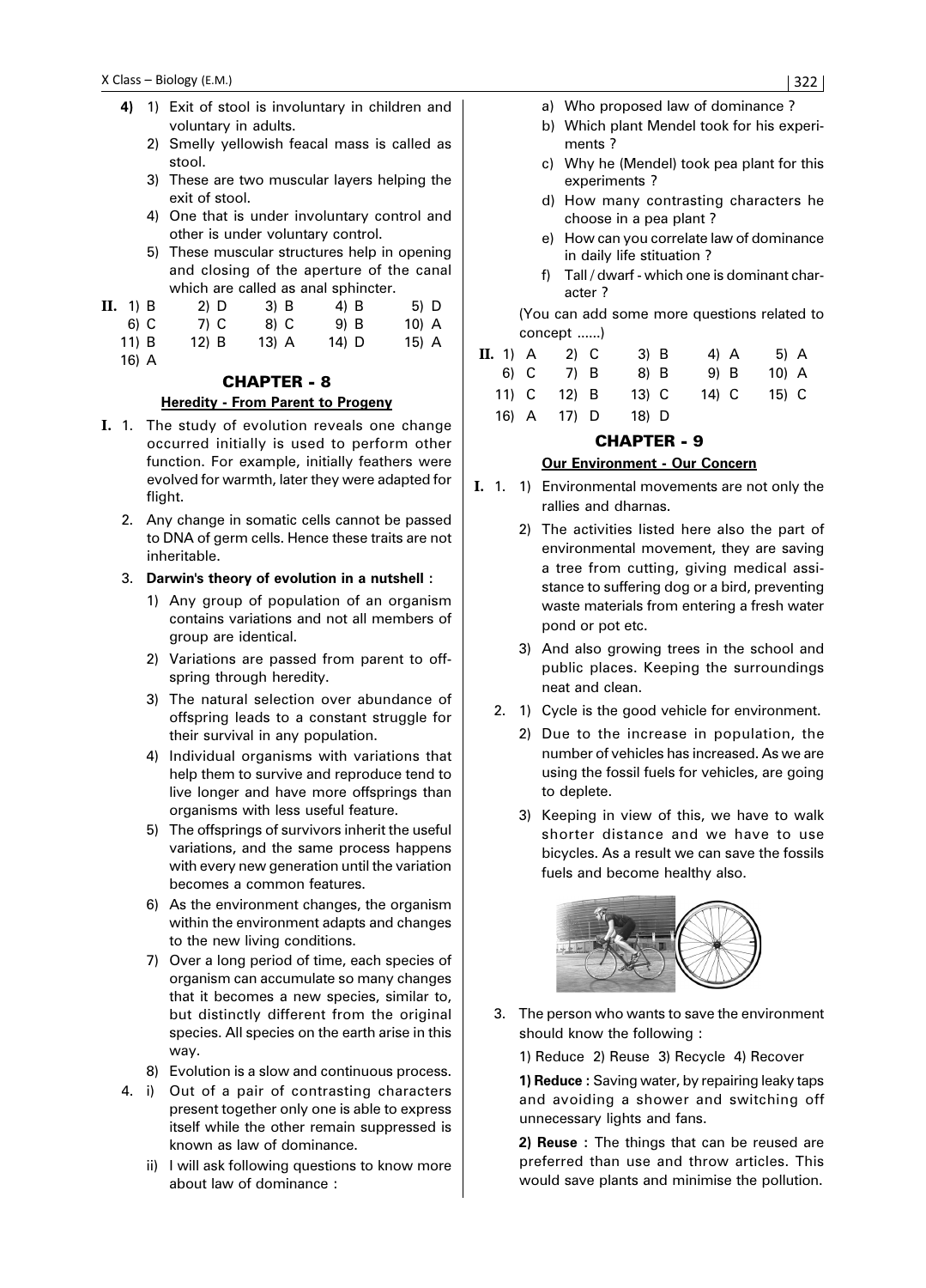**4)** 1) Exit of stool is involuntary in children and voluntary in adults.

2) Smelly yellowish feacal mass is called as stool.

3) These are two muscular layers helping the exit of stool.

4) One that is under involuntary control and other is under voluntary control.

5) These muscular structures help in opening and closing of the aperture of the canal which are called as anal sphincter.

**II.**

| | | | | |
|---|---|---|---|---|
| 1) B | 2) D | 3) B | 4) B | 5) D |
| 6) C | 7) C | 8) C | 9) B | 10) A |
| 11) B | 12) B | 13) A | 14) D | 15) A |
| 16) A | | | | |

## CHAPTER - 8

### Heredity - From Parent to Progeny

**I.** 1. The study of evolution reveals one change occurred initially is used to perform other function. For example, initially feathers were evolved for warmth, later they were adapted for flight.

2. Any change in somatic cells cannot be passed to DNA of germ cells. Hence these traits are not inheritable.

3. **Darwin's theory of evolution in a nutshell :**

1) Any group of population of an organism contains variations and not all members of group are identical.

2) Variations are passed from parent to offspring through heredity.

3) The natural selection over abundance of offspring leads to a constant struggle for their survival in any population.

4) Individual organisms with variations that help them to survive and reproduce tend to live longer and have more offsprings than organisms with less useful feature.

5) The offsprings of survivors inherit the useful variations, and the same process happens with every new generation until the variation becomes a common features.

6) As the environment changes, the organism within the environment adapts and changes to the new living conditions.

7) Over a long period of time, each species of organism can accumulate so many changes that it becomes a new species, similar to, but distinctly different from the original species. All species on the earth arise in this way.

8) Evolution is a slow and continuous process.

4. i) Out of a pair of contrasting characters present together only one is able to express itself while the other remain suppressed is known as law of dominance.

ii) I will ask following questions to know more about law of dominance :

a) Who proposed law of dominance ?

b) Which plant Mendel took for his experiments ?

c) Why he (Mendel) took pea plant for this experiments ?

d) How many contrasting characters he choose in a pea plant ?

e) How can you correlate law of dominance in daily life stituation ?

f) Tall / dwarf - which one is dominant character ?

(You can add some more questions related to concept ......)

**II.**

| | | | | |
|---|---|---|---|---|
| 1) A | 2) C | 3) B | 4) A | 5) A |
| 6) C | 7) B | 8) B | 9) B | 10) A |
| 11) C | 12) B | 13) C | 14) C | 15) C |
| 16) A | 17) D | 18) D | | |

## CHAPTER - 9

### Our Environment - Our Concern

**I.** 1. 1) Environmental movements are not only the rallies and dharnas.

2) The activities listed here also the part of environmental movement, they are saving a tree from cutting, giving medical assistance to suffering dog or a bird, preventing waste materials from entering a fresh water pond or pot etc.

3) And also growing trees in the school and public places. Keeping the surroundings neat and clean.

2. 1) Cycle is the good vehicle for environment.

2) Due to the increase in population, the number of vehicles has increased. As we are using the fossil fuels for vehicles, are going to deplete.

3) Keeping in view of this, we have to walk shorter distance and we have to use bicycles. As a result we can save the fossils fuels and become healthy also.

3. The person who wants to save the environment should know the following :

1) Reduce 2) Reuse 3) Recycle 4) Recover

**1) Reduce :** Saving water, by repairing leaky taps and avoiding a shower and switching off unnecessary lights and fans.

**2) Reuse :** The things that can be reused are preferred than use and throw articles. This would save plants and minimise the pollution.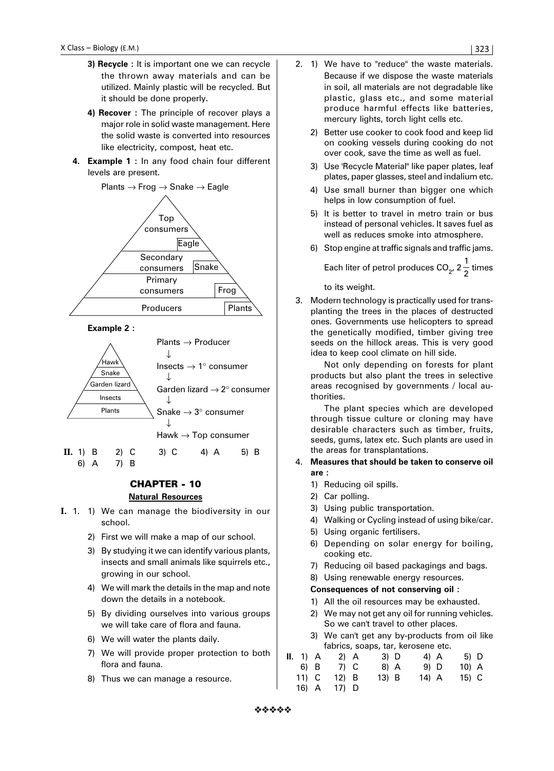3) **Recycle :** It is important one we can recycle the thrown away materials and can be utilized. Mainly plastic will be recycled. But it should be done properly.

4) **Recover :** The principle of recover plays a major role in solid waste management. Here the solid waste is converted into resources like electricity, compost, heat etc.

4. **Example 1 :** In any food chain four different levels are present.

Plants → Frog → Snake → Eagle

Top consumers — Eagle
Secondary consumers — Snake
Primary consumers — Frog
Producers — Plants

**Example 2 :**

Hawk
Snake
Garden lizard
Insects
Plants

Plants → Producer
↓
Insects → 1° consumer
↓
Garden lizard → 2° consumer
↓
Snake → 3° consumer
↓
Hawk → Top consumer

**II.** 1) B 2) C 3) C 4) A 5) B
6) A 7) B

## CHAPTER - 10

### Natural Resources

**I.** 1. 1) We can manage the biodiversity in our school.

2) First we will make a map of our school.

3) By studying it we can identify various plants, insects and small animals like squirrels etc., growing in our school.

4) We will mark the details in the map and note down the details in a notebook.

5) By dividing ourselves into various groups we will take care of flora and fauna.

6) We will water the plants daily.

7) We will provide proper protection to both flora and fauna.

8) Thus we can manage a resource.

2. 1) We have to "reduce" the waste materials. Because if we dispose the waste materials in soil, all materials are not degradable like plastic, glass etc., and some material produce harmful effects like batteries, mercury lights, torch light cells etc.

2) Better use cooker to cook food and keep lid on cooking vessels during cooking do not over cook, save the time as well as fuel.

3) Use 'Recycle Material" like paper plates, leaf plates, paper glasses, steel and indalium etc.

4) Use small burner than bigger one which helps in low consumption of fuel.

5) It is better to travel in metro train or bus instead of personal vehicles. It saves fuel as well as reduces smoke into atmosphere.

6) Stop engine at traffic signals and traffic jams.

Each liter of petrol produces $CO_2$, $2\frac{1}{2}$ times to its weight.

3. Modern technology is practically used for transplanting the trees in the places of destructed ones. Governments use helicopters to spread the genetically modified, timber giving tree seeds on the hillock areas. This is very good idea to keep cool climate on hill side.

Not only depending on forests for plant products but also plant the trees in selective areas recognised by governments / local authorities.

The plant species which are developed through tissue culture or cloning may have desirable characters such as timber, fruits, seeds, gums, latex etc. Such plants are used in the areas for transplantations.

4. **Measures that should be taken to conserve oil are :**

1) Reducing oil spills.
2) Car polling.
3) Using public transportation.
4) Walking or Cycling instead of using bike/car.
5) Using organic fertilisers.
6) Depending on solar energy for boiling, cooking etc.
7) Reducing oil based packagings and bags.
8) Using renewable energy resources.

**Consequences of not conserving oil :**

1) All the oil resources may be exhausted.
2) We may not get any oil for running vehicles. So we can't travel to other places.
3) We can't get any by-products from oil like fabrics, soaps, tar, kerosene etc.

**II.** 1) A 2) A 3) D 4) A 5) D
6) B 7) C 8) A 9) D 10) A
11) C 12) B 13) B 14) A 15) C
16) A 17) D

❖❖❖❖❖